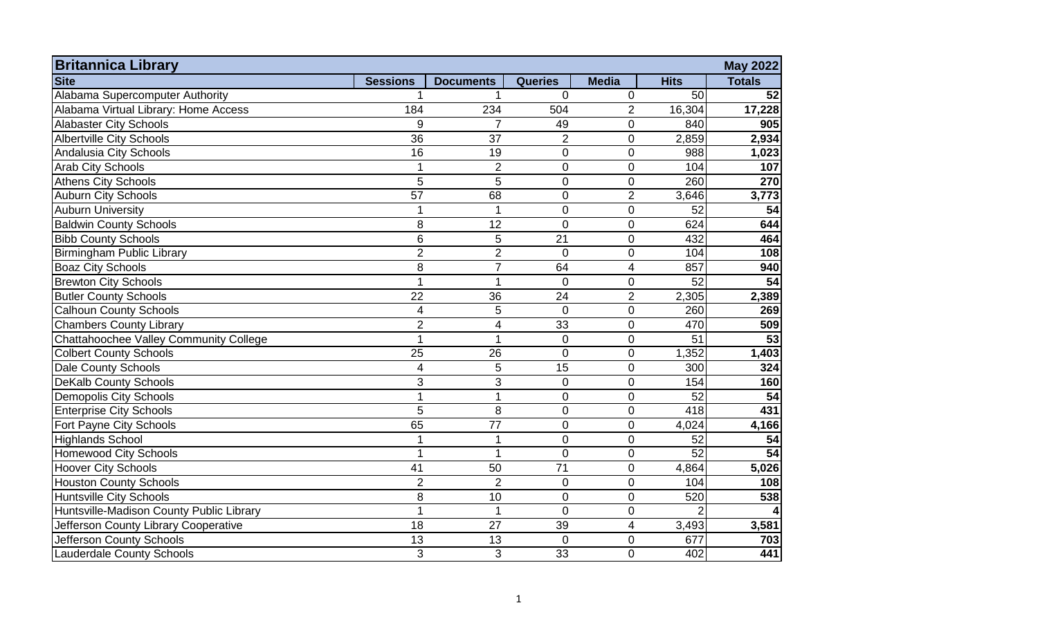| Britannica Library | | | | | | May 2022 |
|---|---|---|---|---|---|---|
| **Site** | **Sessions** | **Documents** | **Queries** | **Media** | **Hits** | **Totals** |
| Alabama Supercomputer Authority | 1 | 1 | 0 | 0 | 50 | **52** |
| Alabama Virtual Library: Home Access | 184 | 234 | 504 | 2 | 16,304 | **17,228** |
| Alabaster City Schools | 9 | 7 | 49 | 0 | 840 | **905** |
| Albertville City Schools | 36 | 37 | 2 | 0 | 2,859 | **2,934** |
| Andalusia City Schools | 16 | 19 | 0 | 0 | 988 | **1,023** |
| Arab City Schools | 1 | 2 | 0 | 0 | 104 | **107** |
| Athens City Schools | 5 | 5 | 0 | 0 | 260 | **270** |
| Auburn City Schools | 57 | 68 | 0 | 2 | 3,646 | **3,773** |
| Auburn University | 1 | 1 | 0 | 0 | 52 | **54** |
| Baldwin County Schools | 8 | 12 | 0 | 0 | 624 | **644** |
| Bibb County Schools | 6 | 5 | 21 | 0 | 432 | **464** |
| Birmingham Public Library | 2 | 2 | 0 | 0 | 104 | **108** |
| Boaz City Schools | 8 | 7 | 64 | 4 | 857 | **940** |
| Brewton City Schools | 1 | 1 | 0 | 0 | 52 | **54** |
| Butler County Schools | 22 | 36 | 24 | 2 | 2,305 | **2,389** |
| Calhoun County Schools | 4 | 5 | 0 | 0 | 260 | **269** |
| Chambers County Library | 2 | 4 | 33 | 0 | 470 | **509** |
| Chattahoochee Valley Community College | 1 | 1 | 0 | 0 | 51 | **53** |
| Colbert County Schools | 25 | 26 | 0 | 0 | 1,352 | **1,403** |
| Dale County Schools | 4 | 5 | 15 | 0 | 300 | **324** |
| DeKalb County Schools | 3 | 3 | 0 | 0 | 154 | **160** |
| Demopolis City Schools | 1 | 1 | 0 | 0 | 52 | **54** |
| Enterprise City Schools | 5 | 8 | 0 | 0 | 418 | **431** |
| Fort Payne City Schools | 65 | 77 | 0 | 0 | 4,024 | **4,166** |
| Highlands School | 1 | 1 | 0 | 0 | 52 | **54** |
| Homewood City Schools | 1 | 1 | 0 | 0 | 52 | **54** |
| Hoover City Schools | 41 | 50 | 71 | 0 | 4,864 | **5,026** |
| Houston County Schools | 2 | 2 | 0 | 0 | 104 | **108** |
| Huntsville City Schools | 8 | 10 | 0 | 0 | 520 | **538** |
| Huntsville-Madison County Public Library | 1 | 1 | 0 | 0 | 2 | **4** |
| Jefferson County Library Cooperative | 18 | 27 | 39 | 4 | 3,493 | **3,581** |
| Jefferson County Schools | 13 | 13 | 0 | 0 | 677 | **703** |
| Lauderdale County Schools | 3 | 3 | 33 | 0 | 402 | **441** |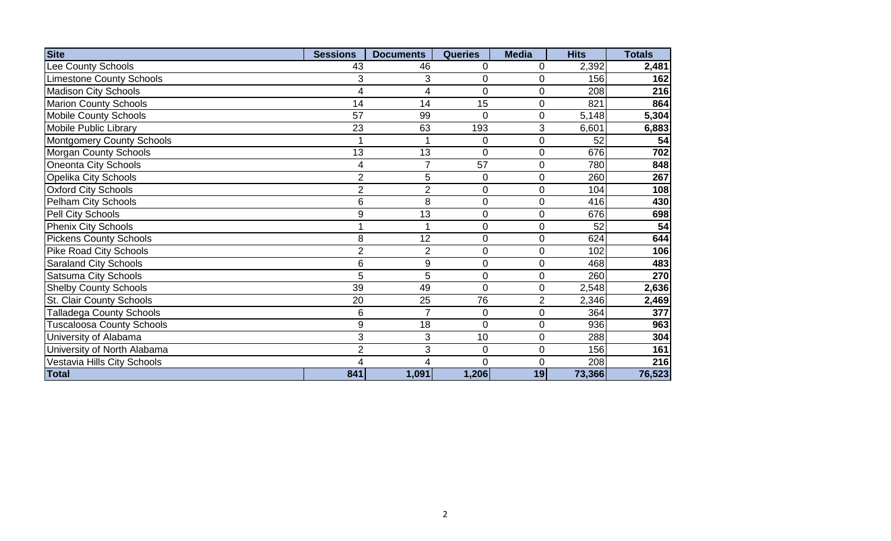| Site | Sessions | Documents | Queries | Media | Hits | Totals |
|---|---|---|---|---|---|---|
| Lee County Schools | 43 | 46 | 0 | 0 | 2,392 | **2,481** |
| Limestone County Schools | 3 | 3 | 0 | 0 | 156 | **162** |
| Madison City Schools | 4 | 4 | 0 | 0 | 208 | **216** |
| Marion County Schools | 14 | 14 | 15 | 0 | 821 | **864** |
| Mobile County Schools | 57 | 99 | 0 | 0 | 5,148 | **5,304** |
| Mobile Public Library | 23 | 63 | 193 | 3 | 6,601 | **6,883** |
| Montgomery County Schools | 1 | 1 | 0 | 0 | 52 | **54** |
| Morgan County Schools | 13 | 13 | 0 | 0 | 676 | **702** |
| Oneonta City Schools | 4 | 7 | 57 | 0 | 780 | **848** |
| Opelika City Schools | 2 | 5 | 0 | 0 | 260 | **267** |
| Oxford City Schools | 2 | 2 | 0 | 0 | 104 | **108** |
| Pelham City Schools | 6 | 8 | 0 | 0 | 416 | **430** |
| Pell City Schools | 9 | 13 | 0 | 0 | 676 | **698** |
| Phenix City Schools | 1 | 1 | 0 | 0 | 52 | **54** |
| Pickens County Schools | 8 | 12 | 0 | 0 | 624 | **644** |
| Pike Road City Schools | 2 | 2 | 0 | 0 | 102 | **106** |
| Saraland City Schools | 6 | 9 | 0 | 0 | 468 | **483** |
| Satsuma City Schools | 5 | 5 | 0 | 0 | 260 | **270** |
| Shelby County Schools | 39 | 49 | 0 | 0 | 2,548 | **2,636** |
| St. Clair County Schools | 20 | 25 | 76 | 2 | 2,346 | **2,469** |
| Talladega County Schools | 6 | 7 | 0 | 0 | 364 | **377** |
| Tuscaloosa County Schools | 9 | 18 | 0 | 0 | 936 | **963** |
| University of Alabama | 3 | 3 | 10 | 0 | 288 | **304** |
| University of North Alabama | 2 | 3 | 0 | 0 | 156 | **161** |
| Vestavia Hills City Schools | 4 | 4 | 0 | 0 | 208 | **216** |
| **Total** | **841** | **1,091** | **1,206** | **19** | **73,366** | **76,523** |